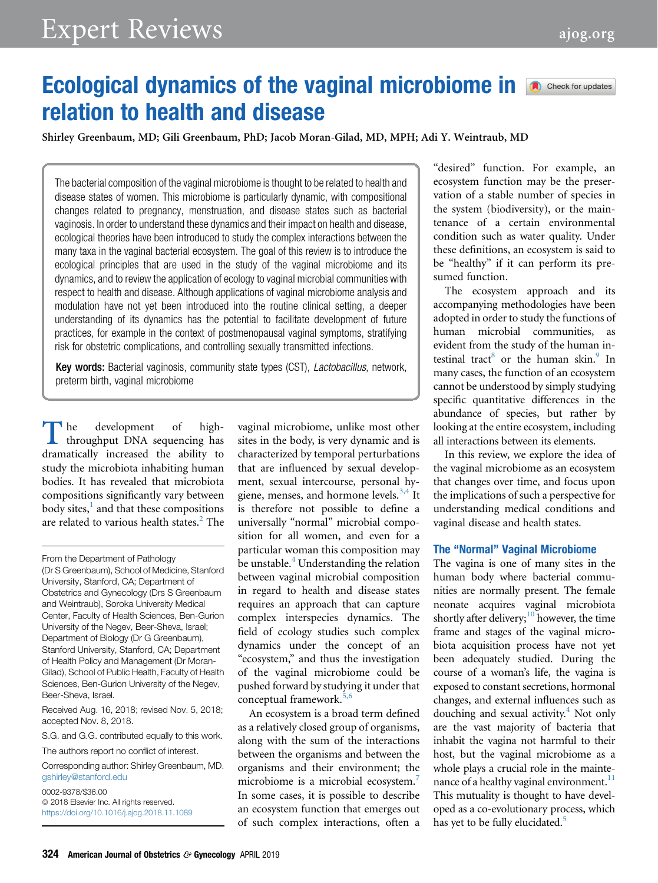# Ecological dynamics of the vaginal microbiome in relation to health and disease

Shirley Greenbaum, MD; Gili Greenbaum, PhD; Jacob Moran-Gilad, MD, MPH; Adi Y. Weintraub, MD

The bacterial composition of the vaginal microbiome is thought to be related to health and disease states of women. This microbiome is particularly dynamic, with compositional changes related to pregnancy, menstruation, and disease states such as bacterial vaginosis. In order to understand these dynamics and their impact on health and disease, ecological theories have been introduced to study the complex interactions between the many taxa in the vaginal bacterial ecosystem. The goal of this review is to introduce the ecological principles that are used in the study of the vaginal microbiome and its dynamics, and to review the application of ecology to vaginal microbial communities with respect to health and disease. Although applications of vaginal microbiome analysis and modulation have not yet been introduced into the routine clinical setting, a deeper understanding of its dynamics has the potential to facilitate development of future practices, for example in the context of postmenopausal vaginal symptoms, stratifying risk for obstetric complications, and controlling sexually transmitted infections.

**Key words:** Bacterial vaginosis, community state types (CST), *Lactobacillus*, network, preterm birth, vaginal microbiome

The development of high-throughput DNA sequencing has dramatically increased the ability to study the microbiota inhabiting human bodies. It has revealed that microbiota compositions significantly vary between body sites,[1] and that these compositions are related to various health states.[2] The vaginal microbiome, unlike most other sites in the body, is very dynamic and is characterized by temporal perturbations that are influenced by sexual development, sexual intercourse, personal hygiene, menses, and hormone levels.[3,4] It is therefore not possible to define a universally "normal" microbial composition for all women, and even for a particular woman this composition may be unstable.[4] Understanding the relation between vaginal microbial composition in regard to health and disease states requires an approach that can capture complex interspecies dynamics. The field of ecology studies such complex dynamics under the concept of an "ecosystem," and thus the investigation of the vaginal microbiome could be pushed forward by studying it under that conceptual framework.[5,6]

An ecosystem is a broad term defined as a relatively closed group of organisms, along with the sum of the interactions between the organisms and between the organisms and their environment; the microbiome is a microbial ecosystem.[7] In some cases, it is possible to describe an ecosystem function that emerges out of such complex interactions, often a "desired" function. For example, an ecosystem function may be the preservation of a stable number of species in the system (biodiversity), or the maintenance of a certain environmental condition such as water quality. Under these definitions, an ecosystem is said to be "healthy" if it can perform its presumed function.

The ecosystem approach and its accompanying methodologies have been adopted in order to study the functions of human microbial communities, as evident from the study of the human intestinal tract[8] or the human skin.[9] In many cases, the function of an ecosystem cannot be understood by simply studying specific quantitative differences in the abundance of species, but rather by looking at the entire ecosystem, including all interactions between its elements.

In this review, we explore the idea of the vaginal microbiome as an ecosystem that changes over time, and focus upon the implications of such a perspective for understanding medical conditions and vaginal disease and health states.

## The "Normal" Vaginal Microbiome

The vagina is one of many sites in the human body where bacterial communities are normally present. The female neonate acquires vaginal microbiota shortly after delivery;[10] however, the time frame and stages of the vaginal microbiota acquisition process have not yet been adequately studied. During the course of a woman's life, the vagina is exposed to constant secretions, hormonal changes, and external influences such as douching and sexual activity.[4] Not only are the vast majority of bacteria that inhabit the vagina not harmful to their host, but the vaginal microbiome as a whole plays a crucial role in the maintenance of a healthy vaginal environment.[11] This mutuality is thought to have developed as a co-evolutionary process, which has yet to be fully elucidated.[5]

From the Department of Pathology (Dr S Greenbaum), School of Medicine, Stanford University, Stanford, CA; Department of Obstetrics and Gynecology (Drs S Greenbaum and Weintraub), Soroka University Medical Center, Faculty of Health Sciences, Ben-Gurion University of the Negev, Beer-Sheva, Israel; Department of Biology (Dr G Greenbaum), Stanford University, Stanford, CA; Department of Health Policy and Management (Dr Moran-Gilad), School of Public Health, Faculty of Health Sciences, Ben-Gurion University of the Negev, Beer-Sheva, Israel.

Received Aug. 16, 2018; revised Nov. 5, 2018; accepted Nov. 8, 2018.

S.G. and G.G. contributed equally to this work.

The authors report no conflict of interest.

Corresponding author: Shirley Greenbaum, MD. gshirley@stanford.edu

0002-9378/$36.00
© 2018 Elsevier Inc. All rights reserved.
https://doi.org/10.1016/j.ajog.2018.11.1089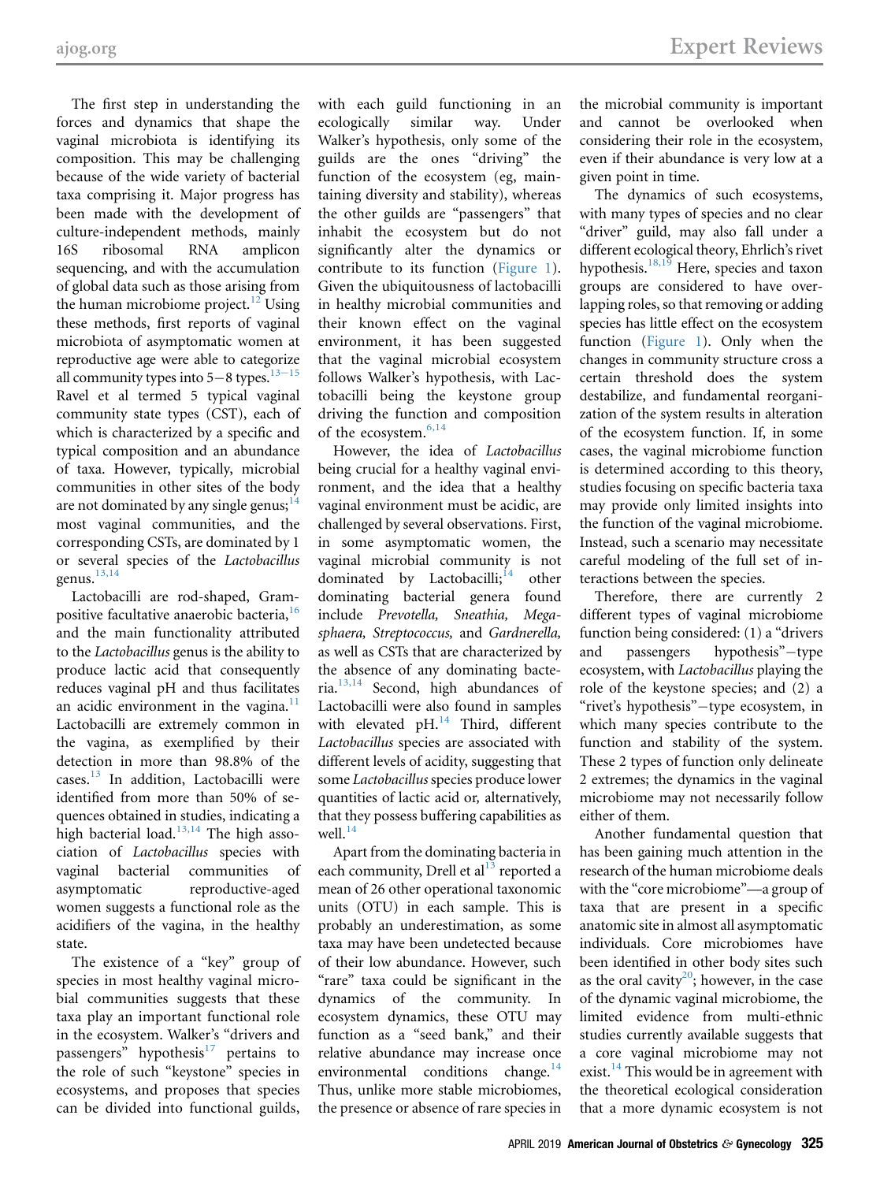The first step in understanding the forces and dynamics that shape the vaginal microbiota is identifying its composition. This may be challenging because of the wide variety of bacterial taxa comprising it. Major progress has been made with the development of culture-independent methods, mainly 16S ribosomal RNA amplicon sequencing, and with the accumulation of global data such as those arising from the human microbiome project.[12] Using these methods, first reports of vaginal microbiota of asymptomatic women at reproductive age were able to categorize all community types into 5−8 types.[13−15] Ravel et al termed 5 typical vaginal community state types (CST), each of which is characterized by a specific and typical composition and an abundance of taxa. However, typically, microbial communities in other sites of the body are not dominated by any single genus;[14] most vaginal communities, and the corresponding CSTs, are dominated by 1 or several species of the *Lactobacillus* genus.[13,14]

Lactobacilli are rod-shaped, Gram-positive facultative anaerobic bacteria,[16] and the main functionality attributed to the *Lactobacillus* genus is the ability to produce lactic acid that consequently reduces vaginal pH and thus facilitates an acidic environment in the vagina.[11] Lactobacilli are extremely common in the vagina, as exemplified by their detection in more than 98.8% of the cases.[13] In addition, Lactobacilli were identified from more than 50% of sequences obtained in studies, indicating a high bacterial load.[13,14] The high association of *Lactobacillus* species with vaginal bacterial communities of asymptomatic reproductive-aged women suggests a functional role as the acidifiers of the vagina, in the healthy state.

The existence of a "key" group of species in most healthy vaginal microbial communities suggests that these taxa play an important functional role in the ecosystem. Walker's "drivers and passengers" hypothesis[17] pertains to the role of such "keystone" species in ecosystems, and proposes that species can be divided into functional guilds, with each guild functioning in an ecologically similar way. Under Walker's hypothesis, only some of the guilds are the ones "driving" the function of the ecosystem (eg, maintaining diversity and stability), whereas the other guilds are "passengers" that inhabit the ecosystem but do not significantly alter the dynamics or contribute to its function (Figure 1). Given the ubiquitousness of lactobacilli in healthy microbial communities and their known effect on the vaginal environment, it has been suggested that the vaginal microbial ecosystem follows Walker's hypothesis, with Lactobacilli being the keystone group driving the function and composition of the ecosystem.[6,14]

However, the idea of *Lactobacillus* being crucial for a healthy vaginal environment, and the idea that a healthy vaginal environment must be acidic, are challenged by several observations. First, in some asymptomatic women, the vaginal microbial community is not dominated by Lactobacilli;[14] other dominating bacterial genera found include *Prevotella, Sneathia, Megasphaera, Streptococcus,* and *Gardnerella,* as well as CSTs that are characterized by the absence of any dominating bacteria.[13,14] Second, high abundances of Lactobacilli were also found in samples with elevated pH.[14] Third, different *Lactobacillus* species are associated with different levels of acidity, suggesting that some *Lactobacillus* species produce lower quantities of lactic acid or, alternatively, that they possess buffering capabilities as well.[14]

Apart from the dominating bacteria in each community, Drell et al[13] reported a mean of 26 other operational taxonomic units (OTU) in each sample. This is probably an underestimation, as some taxa may have been undetected because of their low abundance. However, such "rare" taxa could be significant in the dynamics of the community. In ecosystem dynamics, these OTU may function as a "seed bank," and their relative abundance may increase once environmental conditions change.[14] Thus, unlike more stable microbiomes, the presence or absence of rare species in the microbial community is important and cannot be overlooked when considering their role in the ecosystem, even if their abundance is very low at a given point in time.

The dynamics of such ecosystems, with many types of species and no clear "driver" guild, may also fall under a different ecological theory, Ehrlich's rivet hypothesis.[18,19] Here, species and taxon groups are considered to have overlapping roles, so that removing or adding species has little effect on the ecosystem function (Figure 1). Only when the changes in community structure cross a certain threshold does the system destabilize, and fundamental reorganization of the system results in alteration of the ecosystem function. If, in some cases, the vaginal microbiome function is determined according to this theory, studies focusing on specific bacteria taxa may provide only limited insights into the function of the vaginal microbiome. Instead, such a scenario may necessitate careful modeling of the full set of interactions between the species.

Therefore, there are currently 2 different types of vaginal microbiome function being considered: (1) a "drivers and passengers hypothesis"−type ecosystem, with *Lactobacillus* playing the role of the keystone species; and (2) a "rivet's hypothesis"−type ecosystem, in which many species contribute to the function and stability of the system. These 2 types of function only delineate 2 extremes; the dynamics in the vaginal microbiome may not necessarily follow either of them.

Another fundamental question that has been gaining much attention in the research of the human microbiome deals with the "core microbiome"—a group of taxa that are present in a specific anatomic site in almost all asymptomatic individuals. Core microbiomes have been identified in other body sites such as the oral cavity[20]; however, in the case of the dynamic vaginal microbiome, the limited evidence from multi-ethnic studies currently available suggests that a core vaginal microbiome may not exist.[14] This would be in agreement with the theoretical ecological consideration that a more dynamic ecosystem is not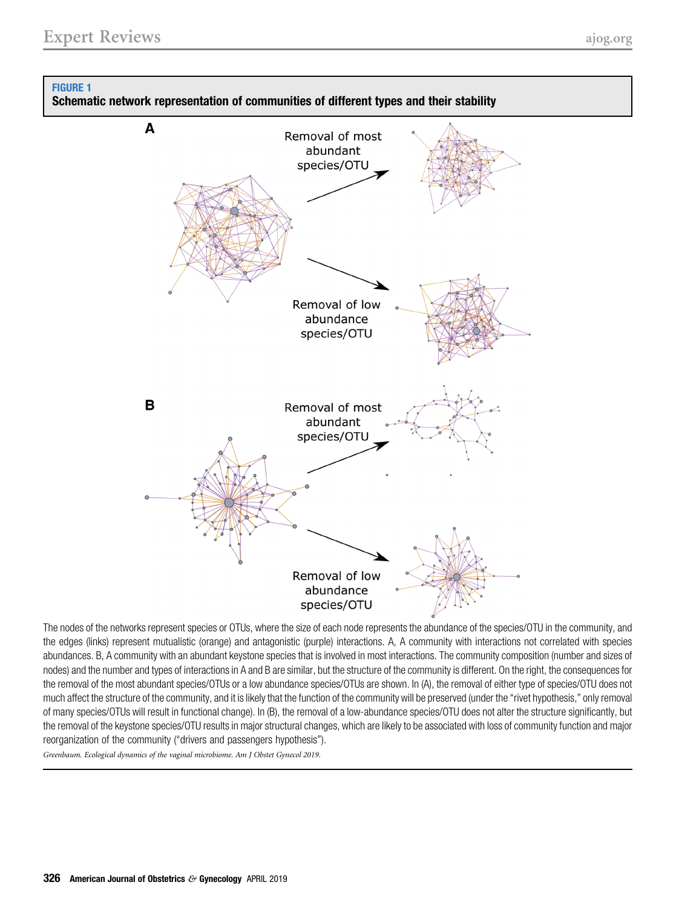**FIGURE 1**

**Schematic network representation of communities of different types and their stability**

A

Removal of most abundant species/OTU

Removal of low abundance species/OTU

B

Removal of most abundant species/OTU

Removal of low abundance species/OTU

The nodes of the networks represent species or OTUs, where the size of each node represents the abundance of the species/OTU in the community, and the edges (links) represent mutualistic (orange) and antagonistic (purple) interactions. A, A community with interactions not correlated with species abundances. B, A community with an abundant keystone species that is involved in most interactions. The community composition (number and sizes of nodes) and the number and types of interactions in A and B are similar, but the structure of the community is different. On the right, the consequences for the removal of the most abundant species/OTUs or a low abundance species/OTUs are shown. In (A), the removal of either type of species/OTU does not much affect the structure of the community, and it is likely that the function of the community will be preserved (under the "rivet hypothesis," only removal of many species/OTUs will result in functional change). In (B), the removal of a low-abundance species/OTU does not alter the structure significantly, but the removal of the keystone species/OTU results in major structural changes, which are likely to be associated with loss of community function and major reorganization of the community ("drivers and passengers hypothesis").

*Greenbaum. Ecological dynamics of the vaginal microbiome. Am J Obstet Gynecol 2019.*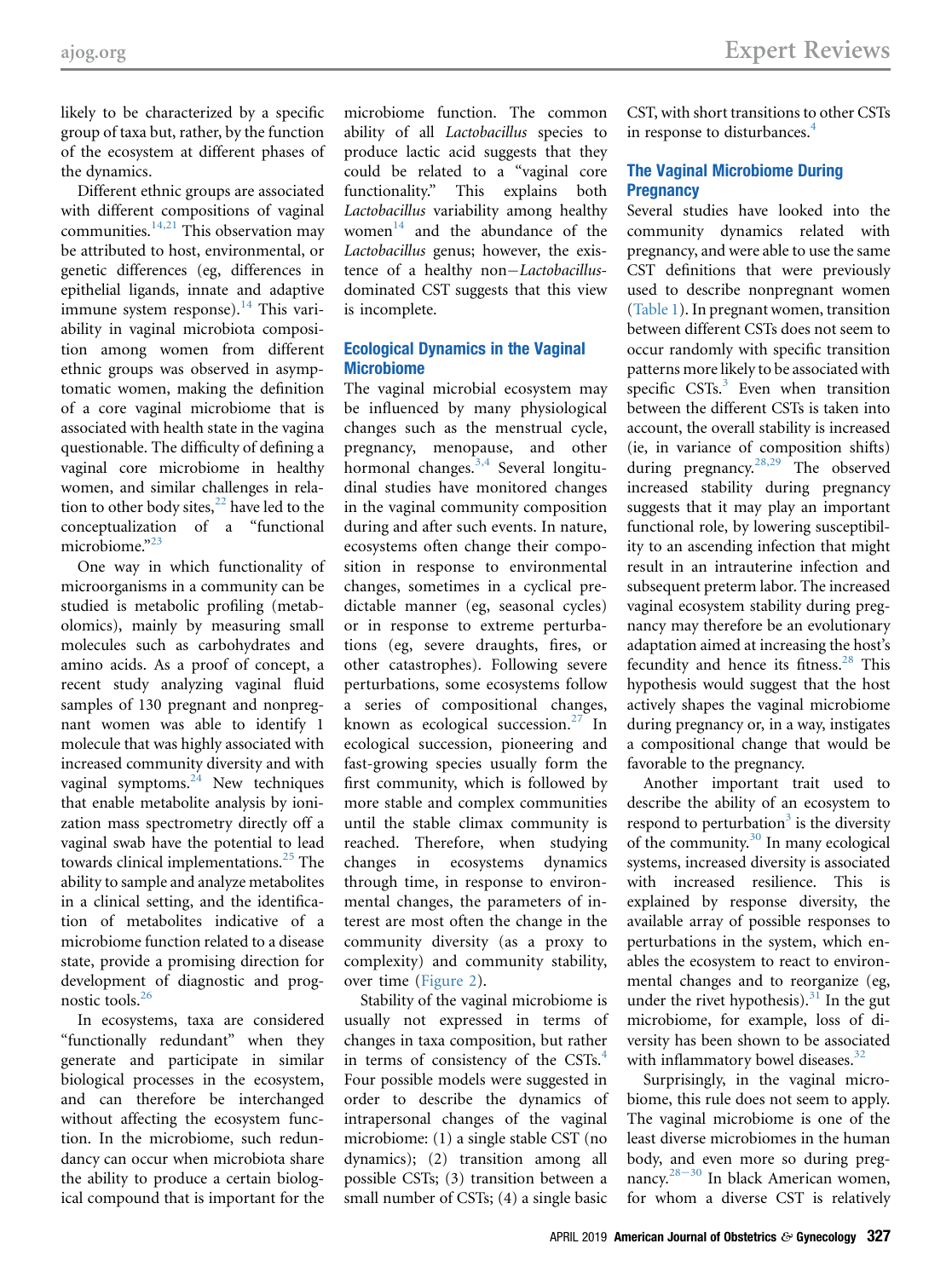likely to be characterized by a specific group of taxa but, rather, by the function of the ecosystem at different phases of the dynamics.

Different ethnic groups are associated with different compositions of vaginal communities.[14,21] This observation may be attributed to host, environmental, or genetic differences (eg, differences in epithelial ligands, innate and adaptive immune system response).[14] This variability in vaginal microbiota composition among women from different ethnic groups was observed in asymptomatic women, making the definition of a core vaginal microbiome that is associated with health state in the vagina questionable. The difficulty of defining a vaginal core microbiome in healthy women, and similar challenges in relation to other body sites,[22] have led to the conceptualization of a "functional microbiome."[23]

One way in which functionality of microorganisms in a community can be studied is metabolic profiling (metabolomics), mainly by measuring small molecules such as carbohydrates and amino acids. As a proof of concept, a recent study analyzing vaginal fluid samples of 130 pregnant and nonpregnant women was able to identify 1 molecule that was highly associated with increased community diversity and with vaginal symptoms.[24] New techniques that enable metabolite analysis by ionization mass spectrometry directly off a vaginal swab have the potential to lead towards clinical implementations.[25] The ability to sample and analyze metabolites in a clinical setting, and the identification of metabolites indicative of a microbiome function related to a disease state, provide a promising direction for development of diagnostic and prognostic tools.[26]

In ecosystems, taxa are considered "functionally redundant" when they generate and participate in similar biological processes in the ecosystem, and can therefore be interchanged without affecting the ecosystem function. In the microbiome, such redundancy can occur when microbiota share the ability to produce a certain biological compound that is important for the microbiome function. The common ability of all *Lactobacillus* species to produce lactic acid suggests that they could be related to a "vaginal core functionality." This explains both *Lactobacillus* variability among healthy women[14] and the abundance of the *Lactobacillus* genus; however, the existence of a healthy non–*Lactobacillus*-dominated CST suggests that this view is incomplete.

## Ecological Dynamics in the Vaginal Microbiome

The vaginal microbial ecosystem may be influenced by many physiological changes such as the menstrual cycle, pregnancy, menopause, and other hormonal changes.[3,4] Several longitudinal studies have monitored changes in the vaginal community composition during and after such events. In nature, ecosystems often change their composition in response to environmental changes, sometimes in a cyclical predictable manner (eg, seasonal cycles) or in response to extreme perturbations (eg, severe draughts, fires, or other catastrophes). Following severe perturbations, some ecosystems follow a series of compositional changes, known as ecological succession.[27] In ecological succession, pioneering and fast-growing species usually form the first community, which is followed by more stable and complex communities until the stable climax community is reached. Therefore, when studying changes in ecosystems dynamics through time, in response to environmental changes, the parameters of interest are most often the change in the community diversity (as a proxy to complexity) and community stability, over time (Figure 2).

Stability of the vaginal microbiome is usually not expressed in terms of changes in taxa composition, but rather in terms of consistency of the CSTs.[4] Four possible models were suggested in order to describe the dynamics of intrapersonal changes of the vaginal microbiome: (1) a single stable CST (no dynamics); (2) transition among all possible CSTs; (3) transition between a small number of CSTs; (4) a single basic CST, with short transitions to other CSTs in response to disturbances.[4]

## The Vaginal Microbiome During Pregnancy

Several studies have looked into the community dynamics related with pregnancy, and were able to use the same CST definitions that were previously used to describe nonpregnant women (Table 1). In pregnant women, transition between different CSTs does not seem to occur randomly with specific transition patterns more likely to be associated with specific CSTs.[3] Even when transition between the different CSTs is taken into account, the overall stability is increased (ie, in variance of composition shifts) during pregnancy.[28,29] The observed increased stability during pregnancy suggests that it may play an important functional role, by lowering susceptibility to an ascending infection that might result in an intrauterine infection and subsequent preterm labor. The increased vaginal ecosystem stability during pregnancy may therefore be an evolutionary adaptation aimed at increasing the host's fecundity and hence its fitness.[28] This hypothesis would suggest that the host actively shapes the vaginal microbiome during pregnancy or, in a way, instigates a compositional change that would be favorable to the pregnancy.

Another important trait used to describe the ability of an ecosystem to respond to perturbation[3] is the diversity of the community.[30] In many ecological systems, increased diversity is associated with increased resilience. This is explained by response diversity, the available array of possible responses to perturbations in the system, which enables the ecosystem to react to environmental changes and to reorganize (eg, under the rivet hypothesis).[31] In the gut microbiome, for example, loss of diversity has been shown to be associated with inflammatory bowel diseases.[32]

Surprisingly, in the vaginal microbiome, this rule does not seem to apply. The vaginal microbiome is one of the least diverse microbiomes in the human body, and even more so during pregnancy.[28–30] In black American women, for whom a diverse CST is relatively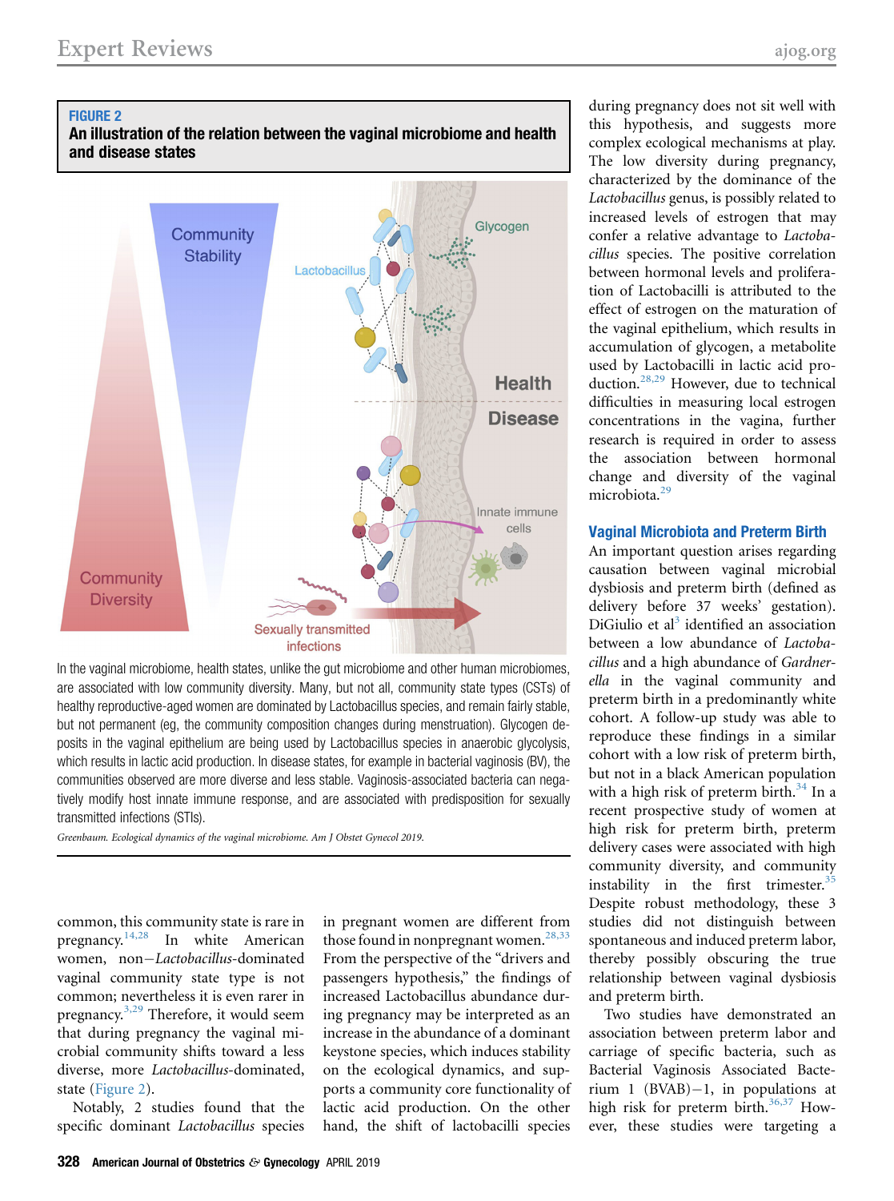**FIGURE 2**

**An illustration of the relation between the vaginal microbiome and health and disease states**

In the vaginal microbiome, health states, unlike the gut microbiome and other human microbiomes, are associated with low community diversity. Many, but not all, community state types (CSTs) of healthy reproductive-aged women are dominated by Lactobacillus species, and remain fairly stable, but not permanent (eg, the community composition changes during menstruation). Glycogen deposits in the vaginal epithelium are being used by Lactobacillus species in anaerobic glycolysis, which results in lactic acid production. In disease states, for example in bacterial vaginosis (BV), the communities observed are more diverse and less stable. Vaginosis-associated bacteria can negatively modify host innate immune response, and are associated with predisposition for sexually transmitted infections (STIs).

*Greenbaum. Ecological dynamics of the vaginal microbiome. Am J Obstet Gynecol 2019.*

common, this community state is rare in pregnancy.[14,28] In white American women, non−*Lactobacillus*-dominated vaginal community state type is not common; nevertheless it is even rarer in pregnancy.[3,29] Therefore, it would seem that during pregnancy the vaginal microbial community shifts toward a less diverse, more *Lactobacillus*-dominated, state (Figure 2).

Notably, 2 studies found that the specific dominant *Lactobacillus* species in pregnant women are different from those found in nonpregnant women.[28,33] From the perspective of the "drivers and passengers hypothesis," the findings of increased Lactobacillus abundance during pregnancy may be interpreted as an increase in the abundance of a dominant keystone species, which induces stability on the ecological dynamics, and supports a community core functionality of lactic acid production. On the other hand, the shift of lactobacilli species during pregnancy does not sit well with this hypothesis, and suggests more complex ecological mechanisms at play. The low diversity during pregnancy, characterized by the dominance of the *Lactobacillus* genus, is possibly related to increased levels of estrogen that may confer a relative advantage to *Lactobacillus* species. The positive correlation between hormonal levels and proliferation of Lactobacilli is attributed to the effect of estrogen on the maturation of the vaginal epithelium, which results in accumulation of glycogen, a metabolite used by Lactobacilli in lactic acid production.[28,29] However, due to technical difficulties in measuring local estrogen concentrations in the vagina, further research is required in order to assess the association between hormonal change and diversity of the vaginal microbiota.[29]

## Vaginal Microbiota and Preterm Birth

An important question arises regarding causation between vaginal microbial dysbiosis and preterm birth (defined as delivery before 37 weeks' gestation). DiGiulio et al[3] identified an association between a low abundance of *Lactobacillus* and a high abundance of *Gardnerella* in the vaginal community and preterm birth in a predominantly white cohort. A follow-up study was able to reproduce these findings in a similar cohort with a low risk of preterm birth, but not in a black American population with a high risk of preterm birth.[34] In a recent prospective study of women at high risk for preterm birth, preterm delivery cases were associated with high community diversity, and community instability in the first trimester.[35] Despite robust methodology, these 3 studies did not distinguish between spontaneous and induced preterm labor, thereby possibly obscuring the true relationship between vaginal dysbiosis and preterm birth.

Two studies have demonstrated an association between preterm labor and carriage of specific bacteria, such as Bacterial Vaginosis Associated Bacterium 1 (BVAB)−1, in populations at high risk for preterm birth.[36,37] However, these studies were targeting a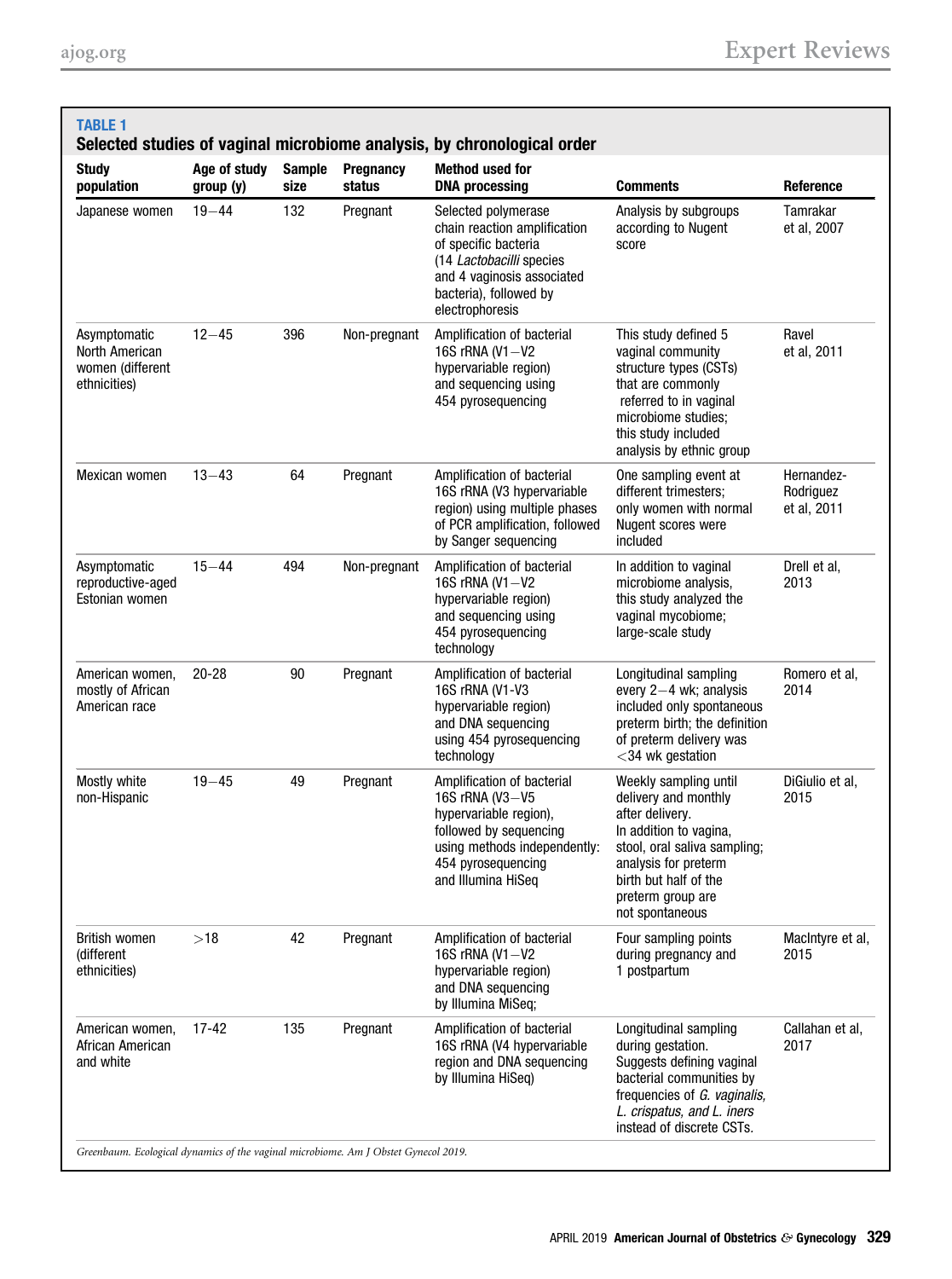**TABLE 1**

**Selected studies of vaginal microbiome analysis, by chronological order**

| Study population | Age of study group (y) | Sample size | Pregnancy status | Method used for DNA processing | Comments | Reference |
|---|---|---|---|---|---|---|
| Japanese women | 19−44 | 132 | Pregnant | Selected polymerase chain reaction amplification of specific bacteria (14 *Lactobacilli* species and 4 vaginosis associated bacteria), followed by electrophoresis | Analysis by subgroups according to Nugent score | Tamrakar et al, 2007 |
| Asymptomatic North American women (different ethnicities) | 12−45 | 396 | Non-pregnant | Amplification of bacterial 16S rRNA (V1−V2 hypervariable region) and sequencing using 454 pyrosequencing | This study defined 5 vaginal community structure types (CSTs) that are commonly referred to in vaginal microbiome studies; this study included analysis by ethnic group | Ravel et al, 2011 |
| Mexican women | 13−43 | 64 | Pregnant | Amplification of bacterial 16S rRNA (V3 hypervariable region) using multiple phases of PCR amplification, followed by Sanger sequencing | One sampling event at different trimesters; only women with normal Nugent scores were included | Hernandez-Rodriguez et al, 2011 |
| Asymptomatic reproductive-aged Estonian women | 15−44 | 494 | Non-pregnant | Amplification of bacterial 16S rRNA (V1−V2 hypervariable region) and sequencing using 454 pyrosequencing technology | In addition to vaginal microbiome analysis, this study analyzed the vaginal mycobiome; large-scale study | Drell et al, 2013 |
| American women, mostly of African American race | 20-28 | 90 | Pregnant | Amplification of bacterial 16S rRNA (V1-V3 hypervariable region) and DNA sequencing using 454 pyrosequencing technology | Longitudinal sampling every 2−4 wk; analysis included only spontaneous preterm birth; the definition of preterm delivery was <34 wk gestation | Romero et al, 2014 |
| Mostly white non-Hispanic | 19−45 | 49 | Pregnant | Amplification of bacterial 16S rRNA (V3−V5 hypervariable region), followed by sequencing using methods independently: 454 pyrosequencing and Illumina HiSeq | Weekly sampling until delivery and monthly after delivery. In addition to vagina, stool, oral saliva sampling; analysis for preterm birth but half of the preterm group are not spontaneous | DiGiulio et al, 2015 |
| British women (different ethnicities) | >18 | 42 | Pregnant | Amplification of bacterial 16S rRNA (V1−V2 hypervariable region) and DNA sequencing by Illumina MiSeq; | Four sampling points during pregnancy and 1 postpartum | MacIntyre et al, 2015 |
| American women, African American and white | 17-42 | 135 | Pregnant | Amplification of bacterial 16S rRNA (V4 hypervariable region and DNA sequencing by Illumina HiSeq) | Longitudinal sampling during gestation. Suggests defining vaginal bacterial communities by frequencies of *G. vaginalis, L. crispatus, and L. iners* instead of discrete CSTs. | Callahan et al, 2017 |

*Greenbaum. Ecological dynamics of the vaginal microbiome. Am J Obstet Gynecol 2019.*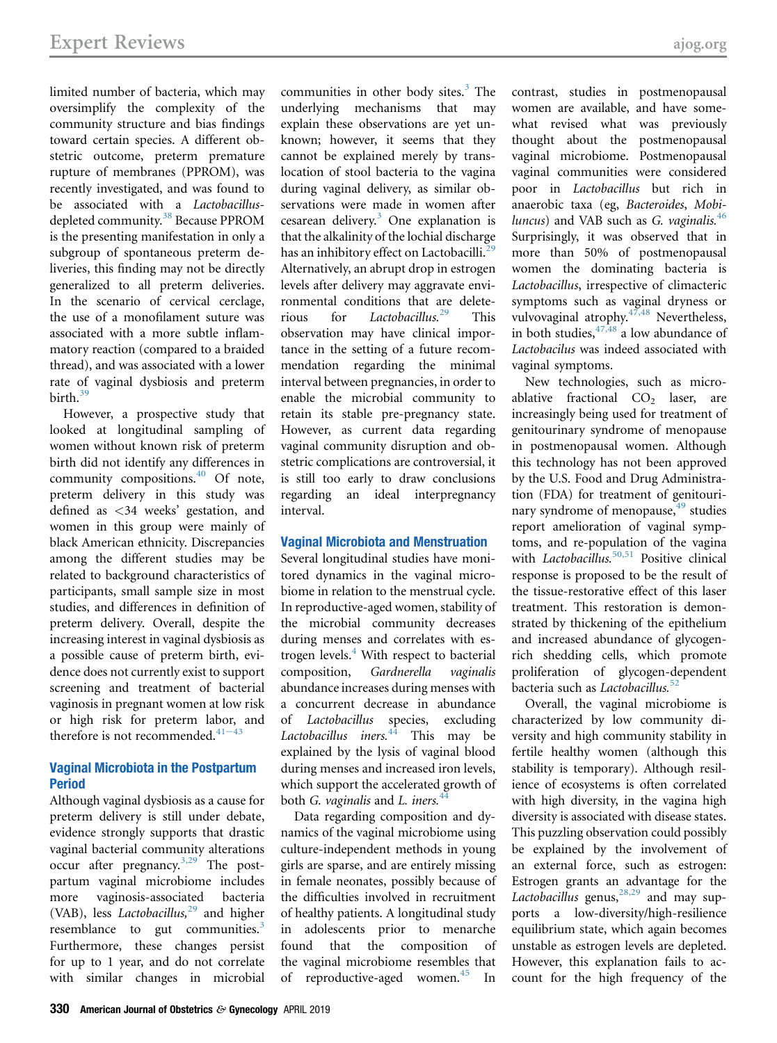limited number of bacteria, which may oversimplify the complexity of the community structure and bias findings toward certain species. A different obstetric outcome, preterm premature rupture of membranes (PPROM), was recently investigated, and was found to be associated with a *Lactobacillus*-depleted community.[38] Because PPROM is the presenting manifestation in only a subgroup of spontaneous preterm deliveries, this finding may not be directly generalized to all preterm deliveries. In the scenario of cervical cerclage, the use of a monofilament suture was associated with a more subtle inflammatory reaction (compared to a braided thread), and was associated with a lower rate of vaginal dysbiosis and preterm birth.[39]

However, a prospective study that looked at longitudinal sampling of women without known risk of preterm birth did not identify any differences in community compositions.[40] Of note, preterm delivery in this study was defined as <34 weeks' gestation, and women in this group were mainly of black American ethnicity. Discrepancies among the different studies may be related to background characteristics of participants, small sample size in most studies, and differences in definition of preterm delivery. Overall, despite the increasing interest in vaginal dysbiosis as a possible cause of preterm birth, evidence does not currently exist to support screening and treatment of bacterial vaginosis in pregnant women at low risk or high risk for preterm labor, and therefore is not recommended.[41–43]

## Vaginal Microbiota in the Postpartum Period

Although vaginal dysbiosis as a cause for preterm delivery is still under debate, evidence strongly supports that drastic vaginal bacterial community alterations occur after pregnancy.[3,29] The postpartum vaginal microbiome includes more vaginosis-associated bacteria (VAB), less *Lactobacillus,*[29] and higher resemblance to gut communities.[3] Furthermore, these changes persist for up to 1 year, and do not correlate with similar changes in microbial communities in other body sites.[3] The underlying mechanisms that may explain these observations are yet unknown; however, it seems that they cannot be explained merely by translocation of stool bacteria to the vagina during vaginal delivery, as similar observations were made in women after cesarean delivery.[3] One explanation is that the alkalinity of the lochial discharge has an inhibitory effect on Lactobacilli.[29] Alternatively, an abrupt drop in estrogen levels after delivery may aggravate environmental conditions that are deleterious for *Lactobacillus.*[29] This observation may have clinical importance in the setting of a future recommendation regarding the minimal interval between pregnancies, in order to enable the microbial community to retain its stable pre-pregnancy state. However, as current data regarding vaginal community disruption and obstetric complications are controversial, it is still too early to draw conclusions regarding an ideal interpregnancy interval.

## Vaginal Microbiota and Menstruation

Several longitudinal studies have monitored dynamics in the vaginal microbiome in relation to the menstrual cycle. In reproductive-aged women, stability of the microbial community decreases during menses and correlates with estrogen levels.[4] With respect to bacterial composition, *Gardnerella vaginalis* abundance increases during menses with a concurrent decrease in abundance of *Lactobacillus* species, excluding *Lactobacillus iners.*[44] This may be explained by the lysis of vaginal blood during menses and increased iron levels, which support the accelerated growth of both *G. vaginalis* and *L. iners.*[44]

Data regarding composition and dynamics of the vaginal microbiome using culture-independent methods in young girls are sparse, and are entirely missing in female neonates, possibly because of the difficulties involved in recruitment of healthy patients. A longitudinal study in adolescents prior to menarche found that the composition of the vaginal microbiome resembles that of reproductive-aged women.[45] In contrast, studies in postmenopausal women are available, and have somewhat revised what was previously thought about the postmenopausal vaginal microbiome. Postmenopausal vaginal communities were considered poor in *Lactobacillus* but rich in anaerobic taxa (eg, *Bacteroides*, *Mobiluncus*) and VAB such as *G. vaginalis.*[46] Surprisingly, it was observed that in more than 50% of postmenopausal women the dominating bacteria is *Lactobacillus*, irrespective of climacteric symptoms such as vaginal dryness or vulvovaginal atrophy.[47,48] Nevertheless, in both studies,[47,48] a low abundance of *Lactobacilus* was indeed associated with vaginal symptoms.

New technologies, such as microablative fractional $CO_2$ laser, are increasingly being used for treatment of genitourinary syndrome of menopause in postmenopausal women. Although this technology has not been approved by the U.S. Food and Drug Administration (FDA) for treatment of genitourinary syndrome of menopause,[49] studies report amelioration of vaginal symptoms, and re-population of the vagina with *Lactobacillus.*[50,51] Positive clinical response is proposed to be the result of the tissue-restorative effect of this laser treatment. This restoration is demonstrated by thickening of the epithelium and increased abundance of glycogen-rich shedding cells, which promote proliferation of glycogen-dependent bacteria such as *Lactobacillus.*[52]

Overall, the vaginal microbiome is characterized by low community diversity and high community stability in fertile healthy women (although this stability is temporary). Although resilience of ecosystems is often correlated with high diversity, in the vagina high diversity is associated with disease states. This puzzling observation could possibly be explained by the involvement of an external force, such as estrogen: Estrogen grants an advantage for the *Lactobacillus* genus,[28,29] and may supports a low-diversity/high-resilience equilibrium state, which again becomes unstable as estrogen levels are depleted. However, this explanation fails to account for the high frequency of the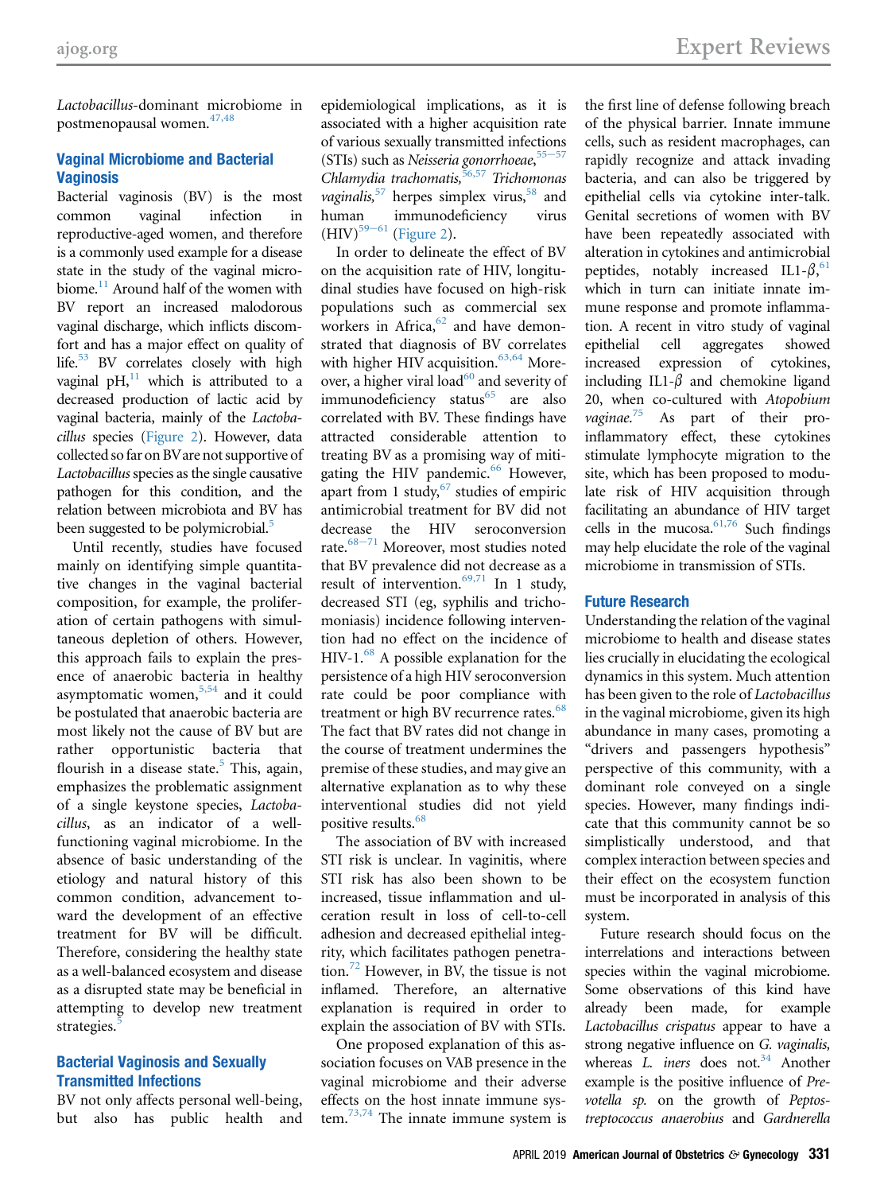*Lactobacillus*-dominant microbiome in postmenopausal women.[47,48]

## Vaginal Microbiome and Bacterial Vaginosis

Bacterial vaginosis (BV) is the most common vaginal infection in reproductive-aged women, and therefore is a commonly used example for a disease state in the study of the vaginal microbiome.[11] Around half of the women with BV report an increased malodorous vaginal discharge, which inflicts discomfort and has a major effect on quality of life.[53] BV correlates closely with high vaginal pH,[11] which is attributed to a decreased production of lactic acid by vaginal bacteria, mainly of the *Lactobacillus* species (Figure 2). However, data collected so far on BV are not supportive of *Lactobacillus* species as the single causative pathogen for this condition, and the relation between microbiota and BV has been suggested to be polymicrobial.[5]

Until recently, studies have focused mainly on identifying simple quantitative changes in the vaginal bacterial composition, for example, the proliferation of certain pathogens with simultaneous depletion of others. However, this approach fails to explain the presence of anaerobic bacteria in healthy asymptomatic women,[5,54] and it could be postulated that anaerobic bacteria are most likely not the cause of BV but are rather opportunistic bacteria that flourish in a disease state.[5] This, again, emphasizes the problematic assignment of a single keystone species, *Lactobacillus*, as an indicator of a well-functioning vaginal microbiome. In the absence of basic understanding of the etiology and natural history of this common condition, advancement toward the development of an effective treatment for BV will be difficult. Therefore, considering the healthy state as a well-balanced ecosystem and disease as a disrupted state may be beneficial in attempting to develop new treatment strategies.[5]

## Bacterial Vaginosis and Sexually Transmitted Infections

BV not only affects personal well-being, but also has public health and epidemiological implications, as it is associated with a higher acquisition rate of various sexually transmitted infections (STIs) such as *Neisseria gonorrhoeae*,[55–57] *Chlamydia trachomatis*,[56,57] *Trichomonas vaginalis*,[57] herpes simplex virus,[58] and human immunodeficiency virus (HIV)[59–61] (Figure 2).

In order to delineate the effect of BV on the acquisition rate of HIV, longitudinal studies have focused on high-risk populations such as commercial sex workers in Africa,[62] and have demonstrated that diagnosis of BV correlates with higher HIV acquisition.[63,64] Moreover, a higher viral load[60] and severity of immunodeficiency status[65] are also correlated with BV. These findings have attracted considerable attention to treating BV as a promising way of mitigating the HIV pandemic.[66] However, apart from 1 study,[67] studies of empiric antimicrobial treatment for BV did not decrease the HIV seroconversion rate.[68–71] Moreover, most studies noted that BV prevalence did not decrease as a result of intervention.[69,71] In 1 study, decreased STI (eg, syphilis and trichomoniasis) incidence following intervention had no effect on the incidence of HIV-1.[68] A possible explanation for the persistence of a high HIV seroconversion rate could be poor compliance with treatment or high BV recurrence rates.[68] The fact that BV rates did not change in the course of treatment undermines the premise of these studies, and may give an alternative explanation as to why these interventional studies did not yield positive results.[68]

The association of BV with increased STI risk is unclear. In vaginitis, where STI risk has also been shown to be increased, tissue inflammation and ulceration result in loss of cell-to-cell adhesion and decreased epithelial integrity, which facilitates pathogen penetration.[72] However, in BV, the tissue is not inflamed. Therefore, an alternative explanation is required in order to explain the association of BV with STIs.

One proposed explanation of this association focuses on VAB presence in the vaginal microbiome and their adverse effects on the host innate immune system.[73,74] The innate immune system is the first line of defense following breach of the physical barrier. Innate immune cells, such as resident macrophages, can rapidly recognize and attack invading bacteria, and can also be triggered by epithelial cells via cytokine inter-talk. Genital secretions of women with BV have been repeatedly associated with alteration in cytokines and antimicrobial peptides, notably increased IL1-$\beta$,[61] which in turn can initiate innate immune response and promote inflammation. A recent in vitro study of vaginal epithelial cell aggregates showed increased expression of cytokines, including IL1-$\beta$ and chemokine ligand 20, when co-cultured with *Atopobium vaginae*.[75] As part of their proinflammatory effect, these cytokines stimulate lymphocyte migration to the site, which has been proposed to modulate risk of HIV acquisition through facilitating an abundance of HIV target cells in the mucosa.[61,76] Such findings may help elucidate the role of the vaginal microbiome in transmission of STIs.

## Future Research

Understanding the relation of the vaginal microbiome to health and disease states lies crucially in elucidating the ecological dynamics in this system. Much attention has been given to the role of *Lactobacillus* in the vaginal microbiome, given its high abundance in many cases, promoting a "drivers and passengers hypothesis" perspective of this community, with a dominant role conveyed on a single species. However, many findings indicate that this community cannot be so simplistically understood, and that complex interaction between species and their effect on the ecosystem function must be incorporated in analysis of this system.

Future research should focus on the interrelations and interactions between species within the vaginal microbiome. Some observations of this kind have already been made, for example *Lactobacillus crispatus* appear to have a strong negative influence on *G. vaginalis,* whereas *L. iners* does not.[34] Another example is the positive influence of *Prevotella sp.* on the growth of *Peptostreptococcus anaerobius* and *Gardnerella*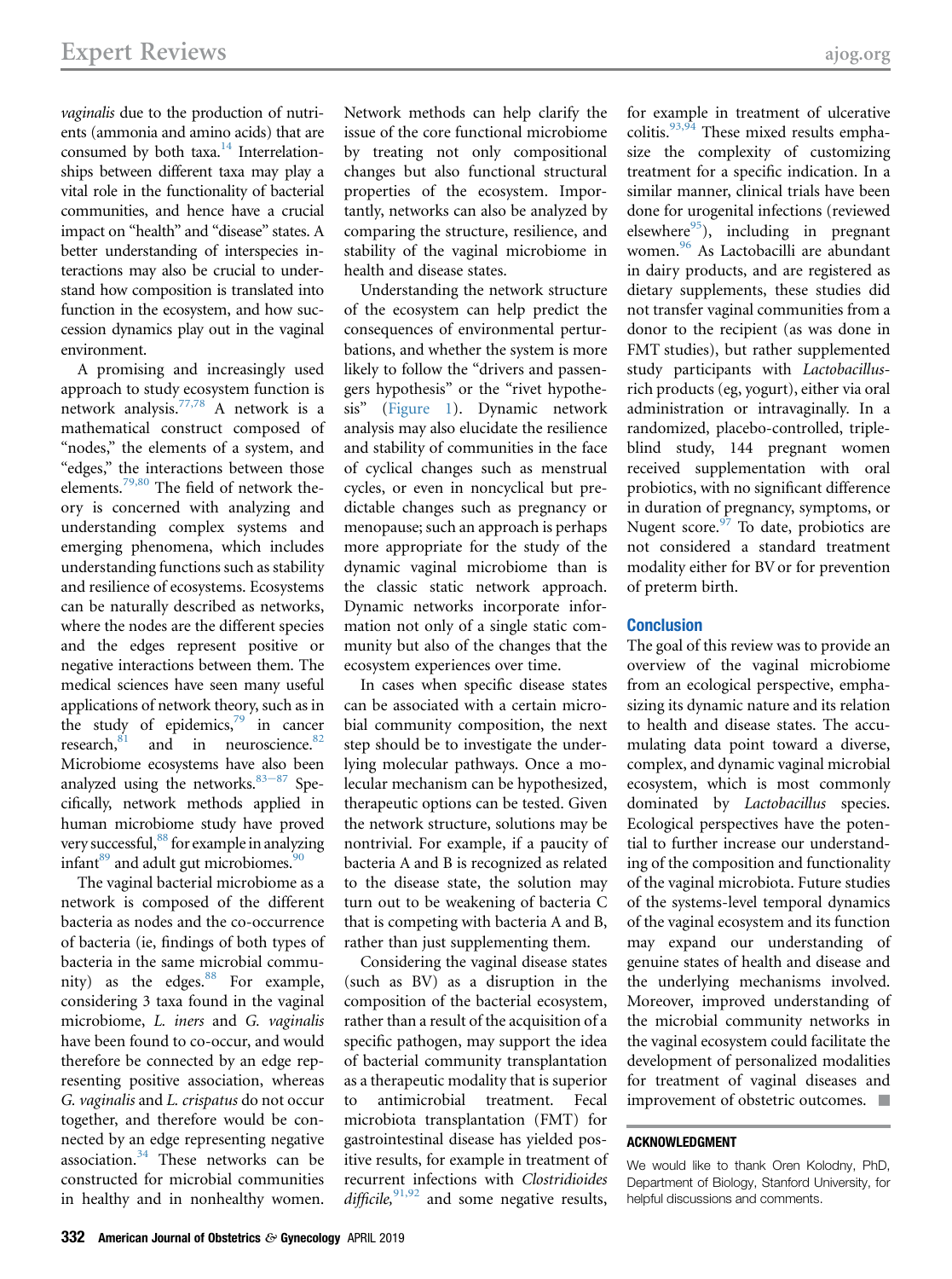*vaginalis* due to the production of nutrients (ammonia and amino acids) that are consumed by both taxa.[14] Interrelationships between different taxa may play a vital role in the functionality of bacterial communities, and hence have a crucial impact on "health" and "disease" states. A better understanding of interspecies interactions may also be crucial to understand how composition is translated into function in the ecosystem, and how succession dynamics play out in the vaginal environment.

A promising and increasingly used approach to study ecosystem function is network analysis.[77,78] A network is a mathematical construct composed of "nodes," the elements of a system, and "edges," the interactions between those elements.[79,80] The field of network theory is concerned with analyzing and understanding complex systems and emerging phenomena, which includes understanding functions such as stability and resilience of ecosystems. Ecosystems can be naturally described as networks, where the nodes are the different species and the edges represent positive or negative interactions between them. The medical sciences have seen many useful applications of network theory, such as in the study of epidemics,[79] in cancer research,[81] and in neuroscience.[82] Microbiome ecosystems have also been analyzed using the networks.[83–87] Specifically, network methods applied in human microbiome study have proved very successful,[88] for example in analyzing infant[89] and adult gut microbiomes.[90]

The vaginal bacterial microbiome as a network is composed of the different bacteria as nodes and the co-occurrence of bacteria (ie, findings of both types of bacteria in the same microbial community) as the edges.[88] For example, considering 3 taxa found in the vaginal microbiome, *L. iners* and *G. vaginalis* have been found to co-occur, and would therefore be connected by an edge representing positive association, whereas *G. vaginalis* and *L. crispatus* do not occur together, and therefore would be connected by an edge representing negative association.[34] These networks can be constructed for microbial communities in healthy and in nonhealthy women. Network methods can help clarify the issue of the core functional microbiome by treating not only compositional changes but also functional structural properties of the ecosystem. Importantly, networks can also be analyzed by comparing the structure, resilience, and stability of the vaginal microbiome in health and disease states.

Understanding the network structure of the ecosystem can help predict the consequences of environmental perturbations, and whether the system is more likely to follow the "drivers and passengers hypothesis" or the "rivet hypothesis" (Figure 1). Dynamic network analysis may also elucidate the resilience and stability of communities in the face of cyclical changes such as menstrual cycles, or even in noncyclical but predictable changes such as pregnancy or menopause; such an approach is perhaps more appropriate for the study of the dynamic vaginal microbiome than is the classic static network approach. Dynamic networks incorporate information not only of a single static community but also of the changes that the ecosystem experiences over time.

In cases when specific disease states can be associated with a certain microbial community composition, the next step should be to investigate the underlying molecular pathways. Once a molecular mechanism can be hypothesized, therapeutic options can be tested. Given the network structure, solutions may be nontrivial. For example, if a paucity of bacteria A and B is recognized as related to the disease state, the solution may turn out to be weakening of bacteria C that is competing with bacteria A and B, rather than just supplementing them.

Considering the vaginal disease states (such as BV) as a disruption in the composition of the bacterial ecosystem, rather than a result of the acquisition of a specific pathogen, may support the idea of bacterial community transplantation as a therapeutic modality that is superior to antimicrobial treatment. Fecal microbiota transplantation (FMT) for gastrointestinal disease has yielded positive results, for example in treatment of recurrent infections with *Clostridioides difficile*,[91,92] and some negative results, for example in treatment of ulcerative colitis.[93,94] These mixed results emphasize the complexity of customizing treatment for a specific indication. In a similar manner, clinical trials have been done for urogenital infections (reviewed elsewhere[95]), including in pregnant women.[96] As Lactobacilli are abundant in dairy products, and are registered as dietary supplements, these studies did not transfer vaginal communities from a donor to the recipient (as was done in FMT studies), but rather supplemented study participants with *Lactobacillus*-rich products (eg, yogurt), either via oral administration or intravaginally. In a randomized, placebo-controlled, triple-blind study, 144 pregnant women received supplementation with oral probiotics, with no significant difference in duration of pregnancy, symptoms, or Nugent score.[97] To date, probiotics are not considered a standard treatment modality either for BV or for prevention of preterm birth.

## Conclusion

The goal of this review was to provide an overview of the vaginal microbiome from an ecological perspective, emphasizing its dynamic nature and its relation to health and disease states. The accumulating data point toward a diverse, complex, and dynamic vaginal microbial ecosystem, which is most commonly dominated by *Lactobacillus* species. Ecological perspectives have the potential to further increase our understanding of the composition and functionality of the vaginal microbiota. Future studies of the systems-level temporal dynamics of the vaginal ecosystem and its function may expand our understanding of genuine states of health and disease and the underlying mechanisms involved. Moreover, improved understanding of the microbial community networks in the vaginal ecosystem could facilitate the development of personalized modalities for treatment of vaginal diseases and improvement of obstetric outcomes. ■

### ACKNOWLEDGMENT

We would like to thank Oren Kolodny, PhD, Department of Biology, Stanford University, for helpful discussions and comments.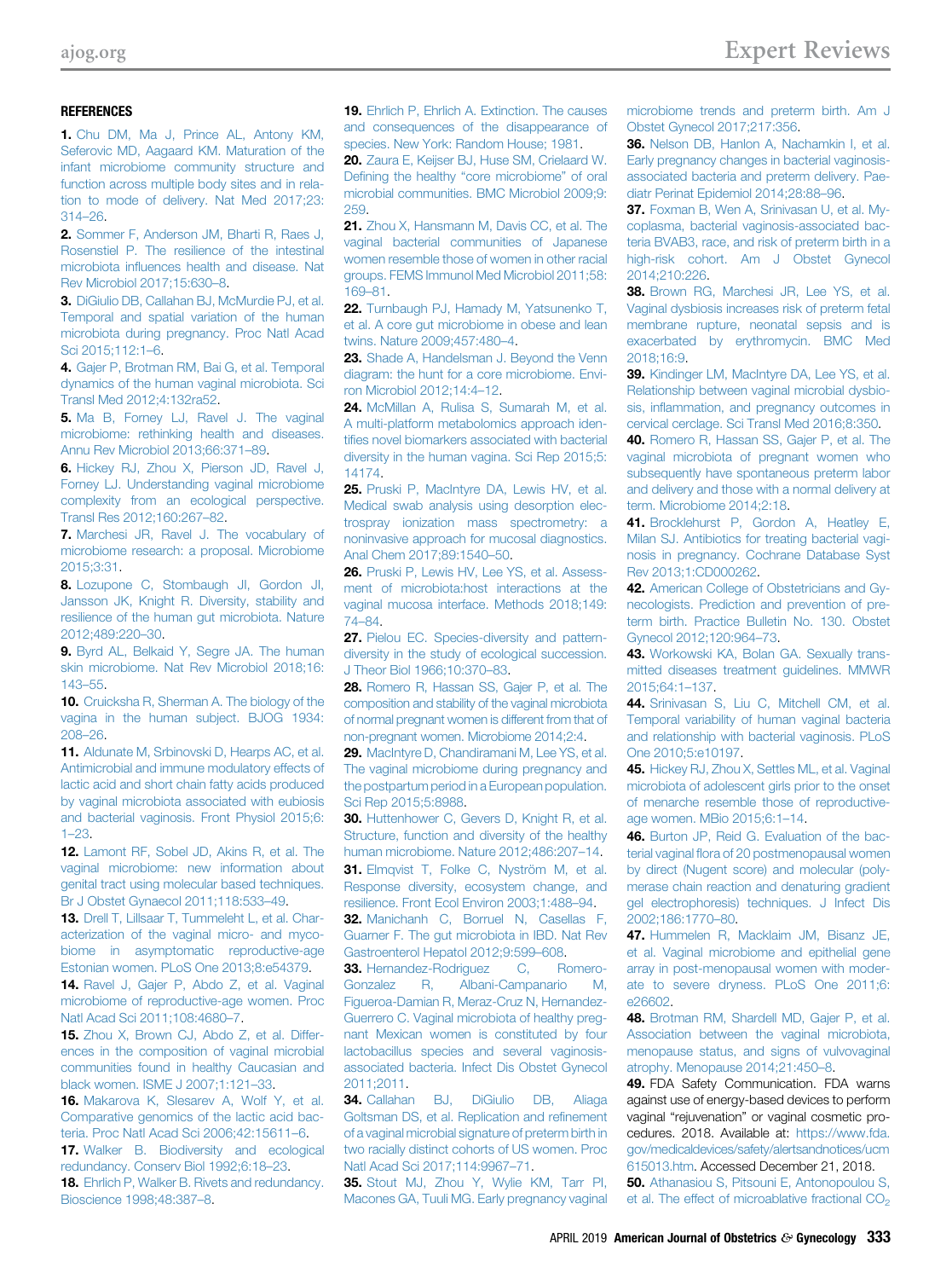## REFERENCES

1. Chu DM, Ma J, Prince AL, Antony KM, Seferovic MD, Aagaard KM. Maturation of the infant microbiome community structure and function across multiple body sites and in relation to mode of delivery. Nat Med 2017;23:314–26.

2. Sommer F, Anderson JM, Bharti R, Raes J, Rosenstiel P. The resilience of the intestinal microbiota influences health and disease. Nat Rev Microbiol 2017;15:630–8.

3. DiGiulio DB, Callahan BJ, McMurdie PJ, et al. Temporal and spatial variation of the human microbiota during pregnancy. Proc Natl Acad Sci 2015;112:1–6.

4. Gajer P, Brotman RM, Bai G, et al. Temporal dynamics of the human vaginal microbiota. Sci Transl Med 2012;4:132ra52.

5. Ma B, Forney LJ, Ravel J. The vaginal microbiome: rethinking health and diseases. Annu Rev Microbiol 2013;66:371–89.

6. Hickey RJ, Zhou X, Pierson JD, Ravel J, Forney LJ. Understanding vaginal microbiome complexity from an ecological perspective. Transl Res 2012;160:267–82.

7. Marchesi JR, Ravel J. The vocabulary of microbiome research: a proposal. Microbiome 2015;3:31.

8. Lozupone C, Stombaugh JI, Gordon JI, Jansson JK, Knight R. Diversity, stability and resilience of the human gut microbiota. Nature 2012;489:220–30.

9. Byrd AL, Belkaid Y, Segre JA. The human skin microbiome. Nat Rev Microbiol 2018;16:143–55.

10. Cruicksha R, Sherman A. The biology of the vagina in the human subject. BJOG 1934:208–26.

11. Aldunate M, Srbinovski D, Hearps AC, et al. Antimicrobial and immune modulatory effects of lactic acid and short chain fatty acids produced by vaginal microbiota associated with eubiosis and bacterial vaginosis. Front Physiol 2015;6:1–23.

12. Lamont RF, Sobel JD, Akins R, et al. The vaginal microbiome: new information about genital tract using molecular based techniques. Br J Obstet Gynaecol 2011;118:533–49.

13. Drell T, Lillsaar T, Tummeleht L, et al. Characterization of the vaginal micro- and mycobiome in asymptomatic reproductive-age Estonian women. PLoS One 2013;8:e54379.

14. Ravel J, Gajer P, Abdo Z, et al. Vaginal microbiome of reproductive-age women. Proc Natl Acad Sci 2011;108:4680–7.

15. Zhou X, Brown CJ, Abdo Z, et al. Differences in the composition of vaginal microbial communities found in healthy Caucasian and black women. ISME J 2007;1:121–33.

16. Makarova K, Slesarev A, Wolf Y, et al. Comparative genomics of the lactic acid bacteria. Proc Natl Acad Sci 2006;42:15611–6.

17. Walker B. Biodiversity and ecological redundancy. Conserv Biol 1992;6:18–23.

18. Ehrlich P, Walker B. Rivets and redundancy. Bioscience 1998;48:387–8.

19. Ehrlich P, Ehrlich A. Extinction. The causes and consequences of the disappearance of species. New York: Random House; 1981.

20. Zaura E, Keijser BJ, Huse SM, Crielaard W. Defining the healthy "core microbiome" of oral microbial communities. BMC Microbiol 2009;9:259.

21. Zhou X, Hansmann M, Davis CC, et al. The vaginal bacterial communities of Japanese women resemble those of women in other racial groups. FEMS Immunol Med Microbiol 2011;58:169–81.

22. Turnbaugh PJ, Hamady M, Yatsunenko T, et al. A core gut microbiome in obese and lean twins. Nature 2009;457:480–4.

23. Shade A, Handelsman J. Beyond the Venn diagram: the hunt for a core microbiome. Environ Microbiol 2012;14:4–12.

24. McMillan A, Rulisa S, Sumarah M, et al. A multi-platform metabolomics approach identifies novel biomarkers associated with bacterial diversity in the human vagina. Sci Rep 2015;5:14174.

25. Pruski P, MacIntyre DA, Lewis HV, et al. Medical swab analysis using desorption electrospray ionization mass spectrometry: a noninvasive approach for mucosal diagnostics. Anal Chem 2017;89:1540–50.

26. Pruski P, Lewis HV, Lee YS, et al. Assessment of microbiota:host interactions at the vaginal mucosa interface. Methods 2018;149:74–84.

27. Pielou EC. Species-diversity and pattern-diversity in the study of ecological succession. J Theor Biol 1966;10:370–83.

28. Romero R, Hassan SS, Gajer P, et al. The composition and stability of the vaginal microbiota of normal pregnant women is different from that of non-pregnant women. Microbiome 2014;2:4.

29. MacIntyre D, Chandiramani M, Lee YS, et al. The vaginal microbiome during pregnancy and the postpartum period in a European population. Sci Rep 2015;5:8988.

30. Huttenhower C, Gevers D, Knight R, et al. Structure, function and diversity of the healthy human microbiome. Nature 2012;486:207–14.

31. Elmqvist T, Folke C, Nyström M, et al. Response diversity, ecosystem change, and resilience. Front Ecol Environ 2003;1:488–94.

32. Manichanh C, Borruel N, Casellas F, Guarner F. The gut microbiota in IBD. Nat Rev Gastroenterol Hepatol 2012;9:599–608.

33. Hernandez-Rodriguez C, Romero-Gonzalez R, Albani-Campanario M, Figueroa-Damian R, Meraz-Cruz N, Hernandez-Guerrero C. Vaginal microbiota of healthy pregnant Mexican women is constituted by four lactobacillus species and several vaginosis-associated bacteria. Infect Dis Obstet Gynecol 2011;2011.

34. Callahan BJ, DiGiulio DB, Aliaga Goltsman DS, et al. Replication and refinement of a vaginal microbial signature of preterm birth in two racially distinct cohorts of US women. Proc Natl Acad Sci 2017;114:9967–71.

35. Stout MJ, Zhou Y, Wylie KM, Tarr PI, Macones GA, Tuuli MG. Early pregnancy vaginal microbiome trends and preterm birth. Am J Obstet Gynecol 2017;217:356.

36. Nelson DB, Hanlon A, Nachamkin I, et al. Early pregnancy changes in bacterial vaginosis-associated bacteria and preterm delivery. Paediatr Perinat Epidemiol 2014;28:88–96.

37. Foxman B, Wen A, Srinivasan U, et al. Mycoplasma, bacterial vaginosis-associated bacteria BVAB3, race, and risk of preterm birth in a high-risk cohort. Am J Obstet Gynecol 2014;210:226.

38. Brown RG, Marchesi JR, Lee YS, et al. Vaginal dysbiosis increases risk of preterm fetal membrane rupture, neonatal sepsis and is exacerbated by erythromycin. BMC Med 2018;16:9.

39. Kindinger LM, MacIntyre DA, Lee YS, et al. Relationship between vaginal microbial dysbiosis, inflammation, and pregnancy outcomes in cervical cerclage. Sci Transl Med 2016;8:350.

40. Romero R, Hassan SS, Gajer P, et al. The vaginal microbiota of pregnant women who subsequently have spontaneous preterm labor and delivery and those with a normal delivery at term. Microbiome 2014;2:18.

41. Brocklehurst P, Gordon A, Heatley E, Milan SJ. Antibiotics for treating bacterial vaginosis in pregnancy. Cochrane Database Syst Rev 2013;1:CD000262.

42. American College of Obstetricians and Gynecologists. Prediction and prevention of preterm birth. Practice Bulletin No. 130. Obstet Gynecol 2012;120:964–73.

43. Workowski KA, Bolan GA. Sexually transmitted diseases treatment guidelines. MMWR 2015;64:1–137.

44. Srinivasan S, Liu C, Mitchell CM, et al. Temporal variability of human vaginal bacteria and relationship with bacterial vaginosis. PLoS One 2010;5:e10197.

45. Hickey RJ, Zhou X, Settles ML, et al. Vaginal microbiota of adolescent girls prior to the onset of menarche resemble those of reproductive-age women. MBio 2015;6:1–14.

46. Burton JP, Reid G. Evaluation of the bacterial vaginal flora of 20 postmenopausal women by direct (Nugent score) and molecular (polymerase chain reaction and denaturing gradient gel electrophoresis) techniques. J Infect Dis 2002;186:1770–80.

47. Hummelen R, Macklaim JM, Bisanz JE, et al. Vaginal microbiome and epithelial gene array in post-menopausal women with moderate to severe dryness. PLoS One 2011;6:e26602.

48. Brotman RM, Shardell MD, Gajer P, et al. Association between the vaginal microbiota, menopause status, and signs of vulvovaginal atrophy. Menopause 2014;21:450–8.

49. FDA Safety Communication. FDA warns against use of energy-based devices to perform vaginal "rejuvenation" or vaginal cosmetic procedures. 2018. Available at: https://www.fda.gov/medicaldevices/safety/alertsandnotices/ucm615013.htm. Accessed December 21, 2018.

50. Athanasiou S, Pitsouni E, Antonopoulou S, et al. The effect of microablative fractional $CO_2$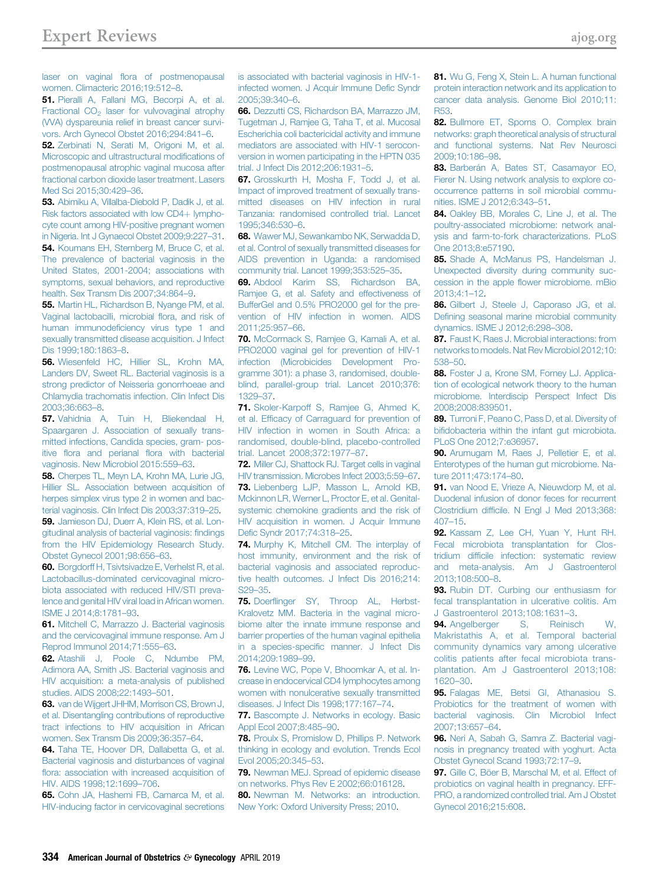laser on vaginal flora of postmenopausal women. Climacteric 2016;19:512–8.

**51.** Pieralli A, Fallani MG, Becorpi A, et al. Fractional $CO_2$ laser for vulvovaginal atrophy (VVA) dyspareunia relief in breast cancer survivors. Arch Gynecol Obstet 2016;294:841–6.

**52.** Zerbinati N, Serati M, Origoni M, et al. Microscopic and ultrastructural modifications of postmenopausal atrophic vaginal mucosa after fractional carbon dioxide laser treatment. Lasers Med Sci 2015;30:429–36.

**53.** Abimiku A, Villalba-Diebold P, Dadik J, et al. Risk factors associated with low CD4+ lymphocyte count among HIV-positive pregnant women in Nigeria. Int J Gynaecol Obstet 2009;9:227–31.

**54.** Koumans EH, Sternberg M, Bruce C, et al. The prevalence of bacterial vaginosis in the United States, 2001-2004; associations with symptoms, sexual behaviors, and reproductive health. Sex Transm Dis 2007;34:864–9.

**55.** Martin HL, Richardson B, Nyange PM, et al. Vaginal lactobacilli, microbial flora, and risk of human immunodeficiency virus type 1 and sexually transmitted disease acquisition. J Infect Dis 1999;180:1863–8.

**56.** Wiesenfeld HC, Hillier SL, Krohn MA, Landers DV, Sweet RL. Bacterial vaginosis is a strong predictor of Neisseria gonorrhoeae and Chlamydia trachomatis infection. Clin Infect Dis 2003;36:663–8.

**57.** Vahidnia A, Tuin H, Bliekendaal H, Spaargaren J. Association of sexually transmitted infections, Candida species, gram- positive flora and perianal flora with bacterial vaginosis. New Microbiol 2015:559–63.

**58.** Cherpes TL, Meyn LA, Krohn MA, Lurie JG, Hillier SL. Association between acquisition of herpes simplex virus type 2 in women and bacterial vaginosis. Clin Infect Dis 2003;37:319–25.

**59.** Jamieson DJ, Duerr A, Klein RS, et al. Longitudinal analysis of bacterial vaginosis: findings from the HIV Epidemiology Research Study. Obstet Gynecol 2001;98:656–63.

**60.** Borgdorff H, Tsivtsivadze E, Verhelst R, et al. Lactobacillus-dominated cervicovaginal microbiota associated with reduced HIV/STI prevalence and genital HIV viral load in African women. ISME J 2014;8:1781–93.

**61.** Mitchell C, Marrazzo J. Bacterial vaginosis and the cervicovaginal immune response. Am J Reprod Immunol 2014;71:555–63.

**62.** Atashili J, Poole C, Ndumbe PM, Adimora AA, Smith JS. Bacterial vaginosis and HIV acquisition: a meta-analysis of published studies. AIDS 2008;22:1493–501.

**63.** van de Wijgert JHHM, Morrison CS, Brown J, et al. Disentangling contributions of reproductive tract infections to HIV acquisition in African women. Sex Transm Dis 2009;36:357–64.

**64.** Taha TE, Hoover DR, Dallabetta G, et al. Bacterial vaginosis and disturbances of vaginal flora: association with increased acquisition of HIV. AIDS 1998;12:1699–706.

**65.** Cohn JA, Hashemi FB, Camarca M, et al. HIV-inducing factor in cervicovaginal secretions is associated with bacterial vaginosis in HIV-1-infected women. J Acquir Immune Defic Syndr 2005;39:340–6.

**66.** Dezzutti CS, Richardson BA, Marrazzo JM, Tugetman J, Ramjee G, Taha T, et al. Mucosal Escherichia coli bactericidal activity and immune mediators are associated with HIV-1 seroconversion in women participating in the HPTN 035 trial. J Infect Dis 2012;206:1931–5.

**67.** Grosskurth H, Mosha F, Todd J, et al. Impact of improved treatment of sexually transmitted diseases on HIV infection in rural Tanzania: randomised controlled trial. Lancet 1995;346:530–6.

**68.** Wawer MJ, Sewankambo NK, Serwadda D, et al. Control of sexually transmitted diseases for AIDS prevention in Uganda: a randomised community trial. Lancet 1999;353:525–35.

**69.** Abdool Karim SS, Richardson BA, Ramjee G, et al. Safety and effectiveness of BufferGel and 0.5% PRO2000 gel for the prevention of HIV infection in women. AIDS 2011;25:957–66.

**70.** McCormack S, Ramjee G, Kamali A, et al. PRO2000 vaginal gel for prevention of HIV-1 infection (Microbicides Development Programme 301): a phase 3, randomised, double-blind, parallel-group trial. Lancet 2010;376:1329–37.

**71.** Skoler-Karpoff S, Ramjee G, Ahmed K, et al. Efficacy of Carraguard for prevention of HIV infection in women in South Africa: a randomised, double-blind, placebo-controlled trial. Lancet 2008;372:1977–87.

**72.** Miller CJ, Shattock RJ. Target cells in vaginal HIV transmission. Microbes Infect 2003;5:59–67.

**73.** Liebenberg LJP, Masson L, Arnold KB, Mckinnon LR, Werner L, Proctor E, et al. Genital-systemic chemokine gradients and the risk of HIV acquisition in women. J Acquir Immune Defic Syndr 2017;74:318–25.

**74.** Murphy K, Mitchell CM. The interplay of host immunity, environment and the risk of bacterial vaginosis and associated reproductive health outcomes. J Infect Dis 2016;214:S29–35.

**75.** Doerflinger SY, Throop AL, Herbst-Kralovetz MM. Bacteria in the vaginal microbiome alter the innate immune response and barrier properties of the human vaginal epithelia in a species-specific manner. J Infect Dis 2014;209:1989–99.

**76.** Levine WC, Pope V, Bhoomkar A, et al. Increase in endocervical CD4 lymphocytes among women with nonulcerative sexually transmitted diseases. J Infect Dis 1998;177:167–74.

**77.** Bascompte J. Networks in ecology. Basic Appl Ecol 2007;8:485–90.

**78.** Proulx S, Promislow D, Phillips P. Network thinking in ecology and evolution. Trends Ecol Evol 2005;20:345–53.

**79.** Newman MEJ. Spread of epidemic disease on networks. Phys Rev E 2002;66:016128.

**80.** Newman M. Networks: an introduction. New York: Oxford University Press; 2010.

**81.** Wu G, Feng X, Stein L. A human functional protein interaction network and its application to cancer data analysis. Genome Biol 2010;11:R53.

**82.** Bullmore ET, Sporns O. Complex brain networks: graph theoretical analysis of structural and functional systems. Nat Rev Neurosci 2009;10:186–98.

**83.** Barberán A, Bates ST, Casamayor EO, Fierer N. Using network analysis to explore co-occurrence patterns in soil microbial communities. ISME J 2012;6:343–51.

**84.** Oakley BB, Morales C, Line J, et al. The poultry-associated microbiome: network analysis and farm-to-fork characterizations. PLoS One 2013;8:e57190.

**85.** Shade A, McManus PS, Handelsman J. Unexpected diversity during community succession in the apple flower microbiome. mBio 2013;4:1–12.

**86.** Gilbert J, Steele J, Caporaso JG, et al. Defining seasonal marine microbial community dynamics. ISME J 2012;6:298–308.

**87.** Faust K, Raes J. Microbial interactions: from networks to models. Nat Rev Microbiol 2012;10:538–50.

**88.** Foster J a, Krone SM, Forney LJ. Application of ecological network theory to the human microbiome. Interdiscip Perspect Infect Dis 2008;2008:839501.

**89.** Turroni F, Peano C, Pass D, et al. Diversity of bifidobacteria within the infant gut microbiota. PLoS One 2012;7:e36957.

**90.** Arumugam M, Raes J, Pelletier E, et al. Enterotypes of the human gut microbiome. Nature 2011;473:174–80.

**91.** van Nood E, Vrieze A, Nieuwdorp M, et al. Duodenal infusion of donor feces for recurrent Clostridium difficile. N Engl J Med 2013;368:407–15.

**92.** Kassam Z, Lee CH, Yuan Y, Hunt RH. Fecal microbiota transplantation for Clostridium difficile infection: systematic review and meta-analysis. Am J Gastroenterol 2013;108:500–8.

**93.** Rubin DT. Curbing our enthusiasm for fecal transplantation in ulcerative colitis. Am J Gastroenterol 2013;108:1631–3.

**94.** Angelberger S, Reinisch W, Makristathis A, et al. Temporal bacterial community dynamics vary among ulcerative colitis patients after fecal microbiota transplantation. Am J Gastroenterol 2013;108:1620–30.

**95.** Falagas ME, Betsi GI, Athanasiou S. Probiotics for the treatment of women with bacterial vaginosis. Clin Microbiol Infect 2007;13:657–64.

**96.** Neri A, Sabah G, Samra Z. Bacterial vaginosis in pregnancy treated with yoghurt. Acta Obstet Gynecol Scand 1993;72:17–9.

**97.** Gille C, Böer B, Marschal M, et al. Effect of probiotics on vaginal health in pregnancy. EFFPRO, a randomized controlled trial. Am J Obstet Gynecol 2016;215:608.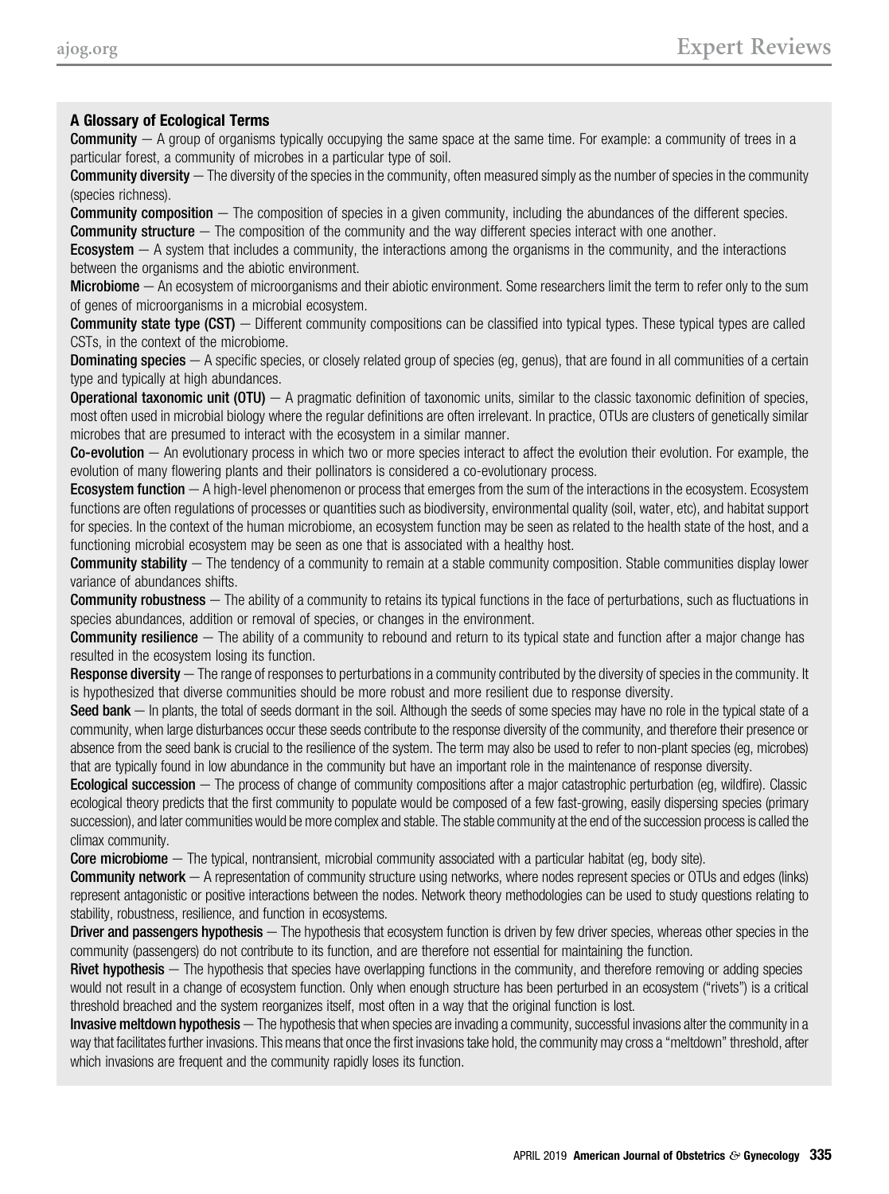### A Glossary of Ecological Terms

**Community** — A group of organisms typically occupying the same space at the same time. For example: a community of trees in a particular forest, a community of microbes in a particular type of soil.

**Community diversity** — The diversity of the species in the community, often measured simply as the number of species in the community (species richness).

**Community composition** — The composition of species in a given community, including the abundances of the different species.

**Community structure** — The composition of the community and the way different species interact with one another.

**Ecosystem** — A system that includes a community, the interactions among the organisms in the community, and the interactions between the organisms and the abiotic environment.

**Microbiome** — An ecosystem of microorganisms and their abiotic environment. Some researchers limit the term to refer only to the sum of genes of microorganisms in a microbial ecosystem.

**Community state type (CST)** — Different community compositions can be classified into typical types. These typical types are called CSTs, in the context of the microbiome.

**Dominating species** — A specific species, or closely related group of species (eg, genus), that are found in all communities of a certain type and typically at high abundances.

**Operational taxonomic unit (OTU)** — A pragmatic definition of taxonomic units, similar to the classic taxonomic definition of species, most often used in microbial biology where the regular definitions are often irrelevant. In practice, OTUs are clusters of genetically similar microbes that are presumed to interact with the ecosystem in a similar manner.

**Co-evolution** — An evolutionary process in which two or more species interact to affect the evolution their evolution. For example, the evolution of many flowering plants and their pollinators is considered a co-evolutionary process.

**Ecosystem function** — A high-level phenomenon or process that emerges from the sum of the interactions in the ecosystem. Ecosystem functions are often regulations of processes or quantities such as biodiversity, environmental quality (soil, water, etc), and habitat support for species. In the context of the human microbiome, an ecosystem function may be seen as related to the health state of the host, and a functioning microbial ecosystem may be seen as one that is associated with a healthy host.

**Community stability** — The tendency of a community to remain at a stable community composition. Stable communities display lower variance of abundances shifts.

**Community robustness** — The ability of a community to retains its typical functions in the face of perturbations, such as fluctuations in species abundances, addition or removal of species, or changes in the environment.

**Community resilience** — The ability of a community to rebound and return to its typical state and function after a major change has resulted in the ecosystem losing its function.

**Response diversity** — The range of responses to perturbations in a community contributed by the diversity of species in the community. It is hypothesized that diverse communities should be more robust and more resilient due to response diversity.

**Seed bank** — In plants, the total of seeds dormant in the soil. Although the seeds of some species may have no role in the typical state of a community, when large disturbances occur these seeds contribute to the response diversity of the community, and therefore their presence or absence from the seed bank is crucial to the resilience of the system. The term may also be used to refer to non-plant species (eg, microbes) that are typically found in low abundance in the community but have an important role in the maintenance of response diversity.

**Ecological succession** — The process of change of community compositions after a major catastrophic perturbation (eg, wildfire). Classic ecological theory predicts that the first community to populate would be composed of a few fast-growing, easily dispersing species (primary succession), and later communities would be more complex and stable. The stable community at the end of the succession process is called the climax community.

**Core microbiome** — The typical, nontransient, microbial community associated with a particular habitat (eg, body site).

**Community network** — A representation of community structure using networks, where nodes represent species or OTUs and edges (links) represent antagonistic or positive interactions between the nodes. Network theory methodologies can be used to study questions relating to stability, robustness, resilience, and function in ecosystems.

**Driver and passengers hypothesis** — The hypothesis that ecosystem function is driven by few driver species, whereas other species in the community (passengers) do not contribute to its function, and are therefore not essential for maintaining the function.

**Rivet hypothesis** — The hypothesis that species have overlapping functions in the community, and therefore removing or adding species would not result in a change of ecosystem function. Only when enough structure has been perturbed in an ecosystem ("rivets") is a critical threshold breached and the system reorganizes itself, most often in a way that the original function is lost.

**Invasive meltdown hypothesis** — The hypothesis that when species are invading a community, successful invasions alter the community in a way that facilitates further invasions. This means that once the first invasions take hold, the community may cross a "meltdown" threshold, after which invasions are frequent and the community rapidly loses its function.